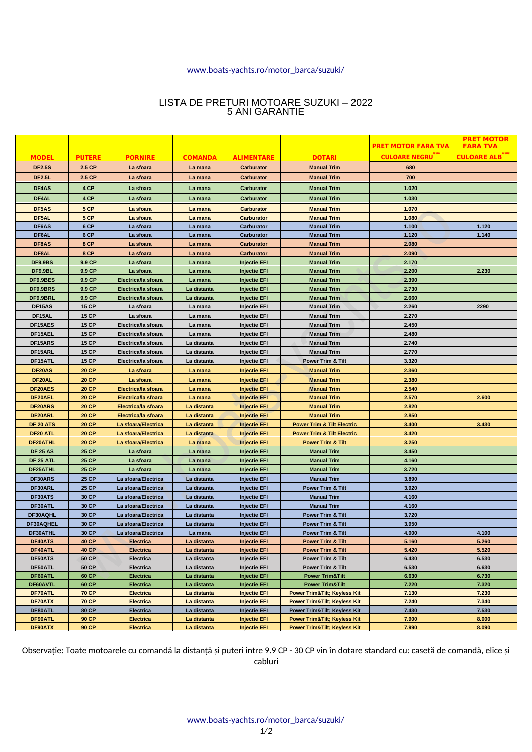www.boats-yachts.ro/motor_barca/suzuki/

# LISTA DE PRETURI MOTOARE SUZUKI – 2022
## 5 ANI GARANTIE

| MODEL | PUTERE | PORNIRE | COMANDA | ALIMENTARE | DOTARI | PRET MOTOR FARA TVA CULOARE NEGRU*** | PRET MOTOR FARA TVA CULOARE ALB*** |
|---|---|---|---|---|---|---|---|
| DF2.5S | 2.5 CP | La sfoara | La mana | Carburator | Manual Trim | 680 | |
| DF2.5L | 2.5 CP | La sfoara | La mana | Carburator | Manual Trim | 700 | |
| DF4AS | 4 CP | La sfoara | La mana | Carburator | Manual Trim | 1.020 | |
| DF4AL | 4 CP | La sfoara | La mana | Carburator | Manual Trim | 1.030 | |
| DF5AS | 5 CP | La sfoara | La mana | Carburator | Manual Trim | 1.070 | |
| DF5AL | 5 CP | La sfoara | La mana | Carburator | Manual Trim | 1.080 | |
| DF6AS | 6 CP | La sfoara | La mana | Carburator | Manual Trim | 1.100 | 1.120 |
| DF6AL | 6 CP | La sfoara | La mana | Carburator | Manual Trim | 1.120 | 1.140 |
| DF8AS | 8 CP | La sfoara | La mana | Carburator | Manual Trim | 2.080 | |
| DF8AL | 8 CP | La sfoara | La mana | Carburator | Manual Trim | 2.090 | |
| DF9.9BS | 9.9 CP | La sfoara | La mana | Injectie EFI | Manual Trim | 2.170 | |
| DF9.9BL | 9.9 CP | La sfoara | La mana | Injectie EFI | Manual Trim | 2.200 | 2.230 |
| DF9.9BES | 9.9 CP | Electrica/la sfoara | La mana | Injectie EFI | Manual Trim | 2.390 | |
| DF9.9BRS | 9.9 CP | Electrica/la sfoara | La distanta | Injectie EFI | Manual Trim | 2.730 | |
| DF9.9BRL | 9.9 CP | Electrica/la sfoara | La distanta | Injectie EFI | Manual Trim | 2.660 | |
| DF15AS | 15 CP | La sfoara | La mana | Injectie EFI | Manual Trim | 2.260 | 2290 |
| DF15AL | 15 CP | La sfoara | La mana | Injectie EFI | Manual Trim | 2.270 | |
| DF15AES | 15 CP | Electrica/la sfoara | La mana | Injectie EFI | Manual Trim | 2.450 | |
| DF15AEL | 15 CP | Electrica/la sfoara | La mana | Injectie EFI | Manual Trim | 2.480 | |
| DF15ARS | 15 CP | Electrica/la sfoara | La distanta | Injectie EFI | Manual Trim | 2.740 | |
| DF15ARL | 15 CP | Electrica/la sfoara | La distanta | Injectie EFI | Manual Trim | 2.770 | |
| DF15ATL | 15 CP | Electrica/la sfoara | La distanta | Injectie EFI | Power Trim & Tilt | 3.320 | |
| DF20AS | 20 CP | La sfoara | La mana | Injectie EFI | Manual Trim | 2.360 | |
| DF20AL | 20 CP | La sfoara | La mana | Injectie EFI | Manual Trim | 2.380 | |
| DF20AES | 20 CP | Electrica/la sfoara | La mana | Injectie EFI | Manual Trim | 2.540 | |
| DF20AEL | 20 CP | Electrica/la sfoara | La mana | Injectie EFI | Manual Trim | 2.570 | 2.600 |
| DF20ARS | 20 CP | Electrica/la sfoara | La distanta | Injectie EFI | Manual Trim | 2.820 | |
| DF20ARL | 20 CP | Electrica/la sfoara | La distanta | Injectie EFI | Manual Trim | 2.850 | |
| DF 20 ATS | 20 CP | La sfoara/Electrica | La distanta | Injectie EFI | Power Trim & Tilt Electric | 3.400 | 3.430 |
| DF20 ATL | 20 CP | La sfoara/Electrica | La distanta | Injectie EFI | Power Trim & Tilt Electric | 3.420 | |
| DF20ATHL | 20 CP | La sfoara/Electrica | La mana | Injectie EFI | Power Trim & Tilt | 3.250 | |
| DF 25 AS | 25 CP | La sfoara | La mana | Injectie EFI | Manual Trim | 3.450 | |
| DF 25 ATL | 25 CP | La sfoara | La mana | Injectie EFI | Manual Trim | 4.160 | |
| DF25ATHL | 25 CP | La sfoara | La mana | Injectie EFI | Manual Trim | 3.720 | |
| DF30ARS | 25 CP | La sfoara/Electrica | La distanta | Injectie EFI | Manual Trim | 3.890 | |
| DF30ARL | 25 CP | La sfoara/Electrica | La distanta | Injectie EFI | Power Trim & Tilt | 3.920 | |
| DF30ATS | 30 CP | La sfoara/Electrica | La distanta | Injectie EFI | Manual Trim | 4.160 | |
| DF30ATL | 30 CP | La sfoara/Electrica | La distanta | Injectie EFI | Manual Trim | 4.160 | |
| DF30AQHL | 30 CP | La sfoara/Electrica | La distanta | Injectie EFI | Power Trim & Tilt | 3.720 | |
| DF30AQHEL | 30 CP | La sfoara/Electrica | La distanta | Injectie EFI | Power Trim & Tilt | 3.950 | |
| DF30ATHL | 30 CP | La sfoara/Electrica | La mana | Injectie EFI | Power Trim & Tilt | 4.000 | 4.100 |
| DF40ATS | 40 CP | Electrica | La distanta | Injectie EFI | Power Trim & Tilt | 5.160 | 5.260 |
| DF40ATL | 40 CP | Electrica | La distanta | Injectie EFI | Power Trim & Tilt | 5.420 | 5.520 |
| DF50ATS | 50 CP | Electrica | La distanta | Injectie EFI | Power Trim & Tilt | 6.430 | 6.530 |
| DF50ATL | 50 CP | Electrica | La distanta | Injectie EFI | Power Trim & Tilt | 6.530 | 6.630 |
| DF60ATL | 60 CP | Electrica | La distanta | Injectie EFI | Power Trim&Tilt | 6.630 | 6.730 |
| DF60AVTL | 60 CP | Electrica | La distanta | Injectie EFI | Power Trim&Tilt | 7.220 | 7.320 |
| DF70ATL | 70 CP | Electrica | La distanta | Injectie EFI | Power Trim&Tilt; Keyless Kit | 7.130 | 7.230 |
| DF70ATX | 70 CP | Electrica | La distanta | Injectie EFI | Power Trim&Tilt; Keyless Kit | 7.240 | 7.340 |
| DF80ATL | 80 CP | Electrica | La distanta | Injectie EFI | Power Trim&Tilt; Keyless Kit | 7.430 | 7.530 |
| DF90ATL | 90 CP | Electrica | La distanta | Injectie EFI | Power Trim&Tilt; Keyless Kit | 7.900 | 8.000 |
| DF90ATX | 90 CP | Electrica | La distanta | Injectie EFI | Power Trim&Tilt; Keyless Kit | 7.990 | 8.090 |

Observație: Toate motoarele cu comandă la distanță și puteri intre 9.9 CP - 30 CP vin în dotare standard cu: casetă de comandă, elice și cabluri

www.boats-yachts.ro/motor_barca/suzuki/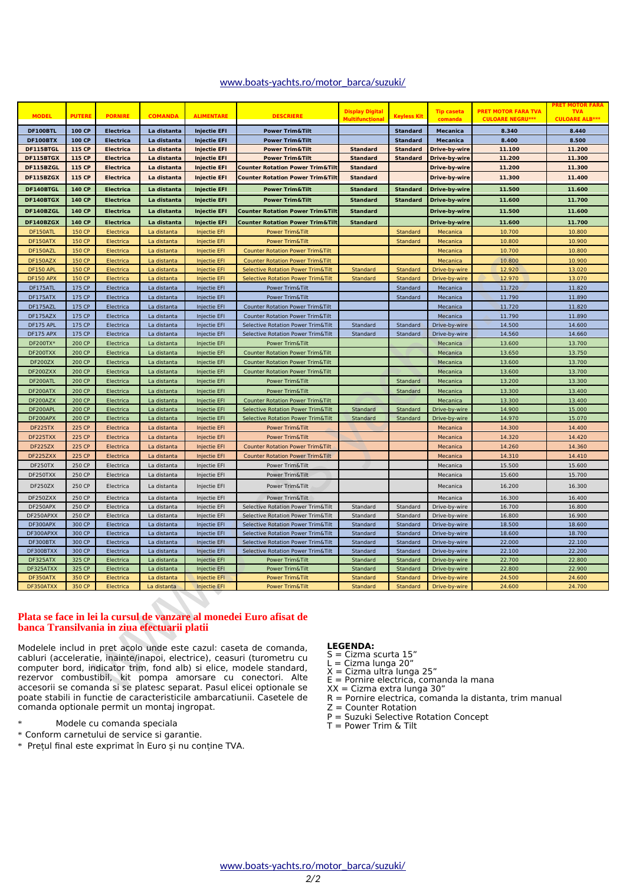www.boats-yachts.ro/motor_barca/suzuki/

| MODEL | PUTERE | PORNIRE | COMANDA | ALIMENTARE | DESCRIERE | Display Digital Multifuncțional | Keyless Kit | Tip caseta comanda | PRET MOTOR FARA TVA CULOARE NEGRU*** | PRET MOTOR FARA TVA CULOARE ALB*** |
|---|---|---|---|---|---|---|---|---|---|---|
| DF100BTL | 100 CP | Electrica | La distanta | Injectie EFI | Power Trim&Tilt | | Standard | Mecanica | 8.340 | 8.440 |
| DF100BTX | 100 CP | Electrica | La distanta | Injectie EFI | Power Trim&Tilt | | Standard | Mecanica | 8.400 | 8.500 |
| DF115BTGL | 115 CP | Electrica | La distanta | Injectie EFI | Power Trim&Tilt | Standard | Standard | Drive-by-wire | 11.100 | 11.200 |
| DF115BTGX | 115 CP | Electrica | La distanta | Injectie EFI | Power Trim&Tilt | Standard | Standard | Drive-by-wire | 11.200 | 11.300 |
| DF115BZGL | 115 CP | Electrica | La distanta | Injectie EFI | Counter Rotation Power Trim&Tilt | Standard | | Drive-by-wire | 11.200 | 11.300 |
| DF115BZGX | 115 CP | Electrica | La distanta | Injectie EFI | Counter Rotation Power Trim&Tilt | Standard | | Drive-by-wire | 11.300 | 11.400 |
| DF140BTGL | 140 CP | Electrica | La distanta | Injectie EFI | Power Trim&Tilt | Standard | Standard | Drive-by-wire | 11.500 | 11.600 |
| DF140BTGX | 140 CP | Electrica | La distanta | Injectie EFI | Power Trim&Tilt | Standard | Standard | Drive-by-wire | 11.600 | 11.700 |
| DF140BZGL | 140 CP | Electrica | La distanta | Injectie EFI | Counter Rotation Power Trim&Tilt | Standard | | Drive-by-wire | 11.500 | 11.600 |
| DF140BZGX | 140 CP | Electrica | La distanta | Injectie EFI | Counter Rotation Power Trim&Tilt | Standard | | Drive-by-wire | 11.600 | 11.700 |
| DF150ATL | 150 CP | Electrica | La distanta | Injectie EFI | Power Trim&Tilt | | Standard | Mecanica | 10.700 | 10.800 |
| DF150ATX | 150 CP | Electrica | La distanta | Injectie EFI | Power Trim&Tilt | | Standard | Mecanica | 10.800 | 10.900 |
| DF150AZL | 150 CP | Electrica | La distanta | Injectie EFI | Counter Rotation Power Trim&Tilt | | | Mecanica | 10.700 | 10.800 |
| DF150AZX | 150 CP | Electrica | La distanta | Injectie EFI | Counter Rotation Power Trim&Tilt | | | Mecanica | 10.800 | 10.900 |
| DF150 APL | 150 CP | Electrica | La distanta | Injectie EFI | Selective Rotation Power Trim&Tilt | Standard | Standard | Drive-by-wire | 12.920 | 13.020 |
| DF150 APX | 150 CP | Electrica | La distanta | Injectie EFI | Selective Rotation Power Trim&Tilt | Standard | Standard | Drive-by-wire | 12.970 | 13.070 |
| DF175ATL | 175 CP | Electrica | La distanta | Injectie EFI | Power Trim&Tilt | | Standard | Mecanica | 11.720 | 11.820 |
| DF175ATX | 175 CP | Electrica | La distanta | Injectie EFI | Power Trim&Tilt | | Standard | Mecanica | 11.790 | 11.890 |
| DF175AZL | 175 CP | Electrica | La distanta | Injectie EFI | Counter Rotation Power Trim&Tilt | | | Mecanica | 11.720 | 11.820 |
| DF175AZX | 175 CP | Electrica | La distanta | Injectie EFI | Counter Rotation Power Trim&Tilt | | | Mecanica | 11.790 | 11.890 |
| DF175 APL | 175 CP | Electrica | La distanta | Injectie EFI | Selective Rotation Power Trim&Tilt | Standard | Standard | Drive-by-wire | 14.500 | 14.600 |
| DF175 APX | 175 CP | Electrica | La distanta | Injectie EFI | Selective Rotation Power Trim&Tilt | Standard | Standard | Drive-by-wire | 14.560 | 14.660 |
| DF200TX* | 200 CP | Electrica | La distanta | Injectie EFI | Power Trim&Tilt | | | Mecanica | 13.600 | 13.700 |
| DF200TXX | 200 CP | Electrica | La distanta | Injectie EFI | Counter Rotation Power Trim&Tilt | | | Mecanica | 13.650 | 13.750 |
| DF200ZX | 200 CP | Electrica | La distanta | Injectie EFI | Counter Rotation Power Trim&Tilt | | | Mecanica | 13.600 | 13.700 |
| DF200ZXX | 200 CP | Electrica | La distanta | Injectie EFI | Counter Rotation Power Trim&Tilt | | | Mecanica | 13.600 | 13.700 |
| DF200ATL | 200 CP | Electrica | La distanta | Injectie EFI | Power Trim&Tilt | | Standard | Mecanica | 13.200 | 13.300 |
| DF200ATX | 200 CP | Electrica | La distanta | Injectie EFI | Power Trim&Tilt | | Standard | Mecanica | 13.300 | 13.400 |
| DF200AZX | 200 CP | Electrica | La distanta | Injectie EFI | Counter Rotation Power Trim&Tilt | | | Mecanica | 13.300 | 13.400 |
| DF200APL | 200 CP | Electrica | La distanta | Injectie EFI | Selective Rotation Power Trim&Tilt | Standard | Standard | Drive-by-wire | 14.900 | 15.000 |
| DF200APX | 200 CP | Electrica | La distanta | Injectie EFI | Selective Rotation Power Trim&Tilt | Standard | Standard | Drive-by-wire | 14.970 | 15.070 |
| DF225TX | 225 CP | Electrica | La distanta | Injectie EFI | Power Trim&Tilt | | | Mecanica | 14.300 | 14.400 |
| DF225TXX | 225 CP | Electrica | La distanta | Injectie EFI | Power Trim&Tilt | | | Mecanica | 14.320 | 14.420 |
| DF225ZX | 225 CP | Electrica | La distanta | Injectie EFI | Counter Rotation Power Trim&Tilt | | | Mecanica | 14.260 | 14.360 |
| DF225ZXX | 225 CP | Electrica | La distanta | Injectie EFI | Counter Rotation Power Trim&Tilt | | | Mecanica | 14.310 | 14.410 |
| DF250TX | 250 CP | Electrica | La distanta | Injectie EFI | Power Trim&Tilt | | | Mecanica | 15.500 | 15.600 |
| DF250TXX | 250 CP | Electrica | La distanta | Injectie EFI | Power Trim&Tilt | | | Mecanica | 15.600 | 15.700 |
| DF250ZX | 250 CP | Electrica | La distanta | Injectie EFI | Power Trim&Tilt | | | Mecanica | 16.200 | 16.300 |
| DF250ZXX | 250 CP | Electrica | La distanta | Injectie EFI | Power Trim&Tilt | | | Mecanica | 16.300 | 16.400 |
| DF250APX | 250 CP | Electrica | La distanta | Injectie EFI | Selective Rotation Power Trim&Tilt | Standard | Standard | Drive-by-wire | 16.700 | 16.800 |
| DF250APXX | 250 CP | Electrica | La distanta | Injectie EFI | Selective Rotation Power Trim&Tilt | Standard | Standard | Drive-by-wire | 16.800 | 16.900 |
| DF300APX | 300 CP | Electrica | La distanta | Injectie EFI | Selective Rotation Power Trim&Tilt | Standard | Standard | Drive-by-wire | 18.500 | 18.600 |
| DF300APXX | 300 CP | Electrica | La distanta | Injectie EFI | Selective Rotation Power Trim&Tilt | Standard | Standard | Drive-by-wire | 18.600 | 18.700 |
| DF300BTX | 300 CP | Electrica | La distanta | Injectie EFI | Selective Rotation Power Trim&Tilt | Standard | Standard | Drive-by-wire | 22.000 | 22.100 |
| DF300BTXX | 300 CP | Electrica | La distanta | Injectie EFI | Selective Rotation Power Trim&Tilt | Standard | Standard | Drive-by-wire | 22.100 | 22.200 |
| DF325ATX | 325 CP | Electrica | La distanta | Injectie EFI | Power Trim&Tilt | Standard | Standard | Drive-by-wire | 22.700 | 22.800 |
| DF325ATXX | 325 CP | Electrica | La distanta | Injectie EFI | Power Trim&Tilt | Standard | Standard | Drive-by-wire | 22.800 | 22.900 |
| DF350ATX | 350 CP | Electrica | La distanta | Injectie EFI | Power Trim&Tilt | Standard | Standard | Drive-by-wire | 24.500 | 24.600 |
| DF350ATXX | 350 CP | Electrica | La distanta | Injectie EFI | Power Trim&Tilt | Standard | Standard | Drive-by-wire | 24.600 | 24.700 |

**Plata se face in lei la cursul de vanzare al monedei Euro afisat de banca Transilvania in ziua efectuarii platii**

Modelele includ in pret acolo unde este cazul: caseta de comanda, cabluri (acceleratie, inainte/inapoi, electrice), ceasuri (turometru cu computer bord, indicator trim, fond alb) si elice, modele standard, rezervor combustibil, kit pompa amorsare cu conectori. Alte accesorii se comanda si se platesc separat. Pasul elicei optionale se poate stabili in functie de caracteristicile ambarcatiunii. Casetele de comanda optionale permit un montaj ingropat.

\* Modele cu comanda speciala
\* Conform carnetului de service si garantie.
\* Prețul final este exprimat în Euro și nu conține TVA.

**LEGENDA:**
S = Cizma scurta 15"
L = Cizma lunga 20"
X = Cizma ultra lunga 25"
E = Pornire electrica, comanda la mana
XX = Cizma extra lunga 30"
R = Pornire electrica, comanda la distanta, trim manual
Z = Counter Rotation
P = Suzuki Selective Rotation Concept
T = Power Trim & Tilt

www.boats-yachts.ro/motor_barca/suzuki/